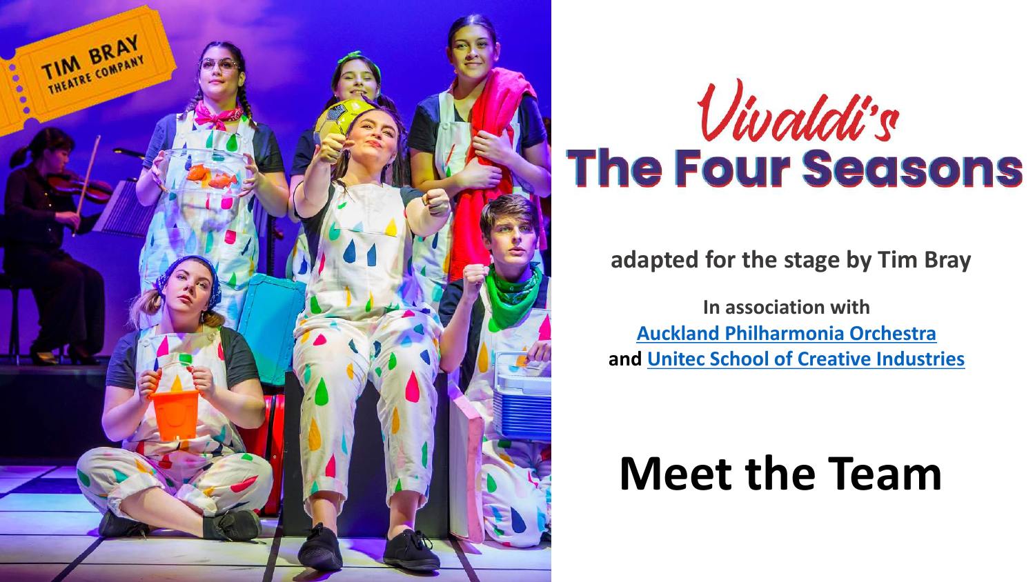# Vivaldi's The Four Seasons

**adapted for the stage by Tim Bray**

**In association with**
**[Auckland Philharmonia Orchestra]**
**and [Unitec School of Creative Industries]**

# Meet the Team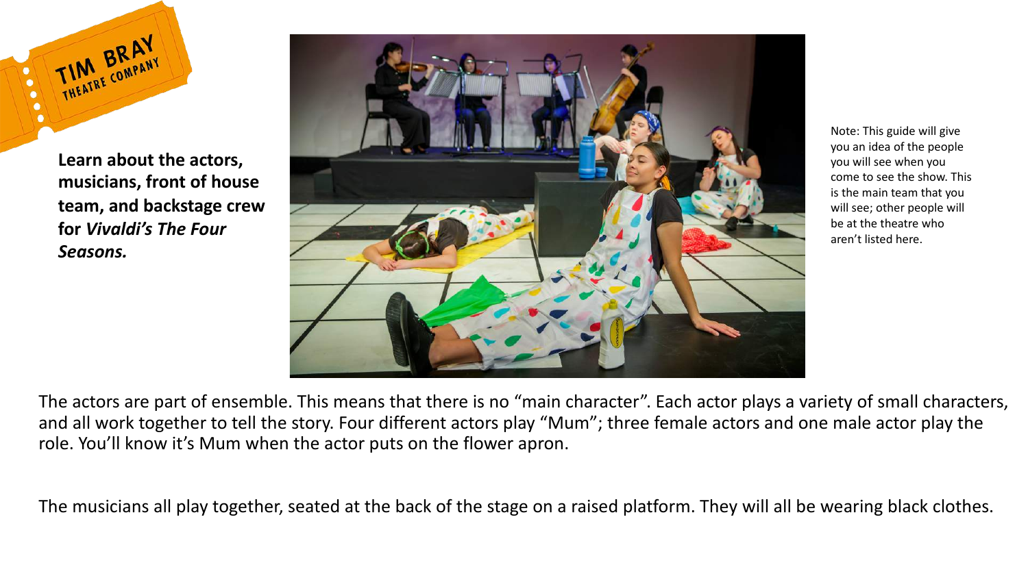**Learn about the actors, musicians, front of house team, and backstage crew for *Vivaldi's The Four Seasons.***

Note: This guide will give you an idea of the people you will see when you come to see the show. This is the main team that you will see; other people will be at the theatre who aren't listed here.

The actors are part of ensemble. This means that there is no "main character". Each actor plays a variety of small characters, and all work together to tell the story. Four different actors play "Mum"; three female actors and one male actor play the role. You'll know it's Mum when the actor puts on the flower apron.

The musicians all play together, seated at the back of the stage on a raised platform. They will all be wearing black clothes.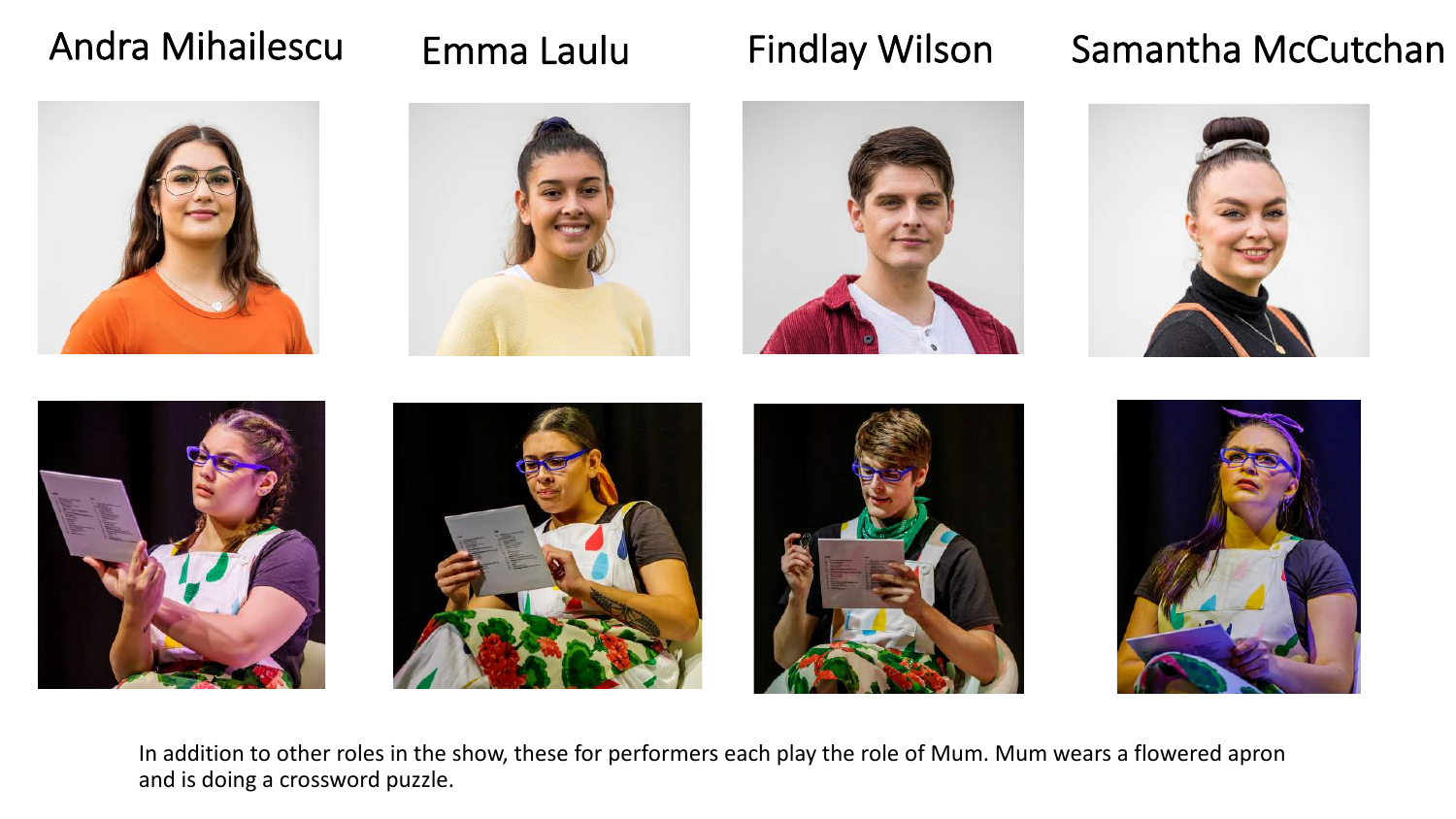Andra Mihailescu

Emma Laulu

Findlay Wilson

Samantha McCutchan

In addition to other roles in the show, these for performers each play the role of Mum. Mum wears a flowered apron and is doing a crossword puzzle.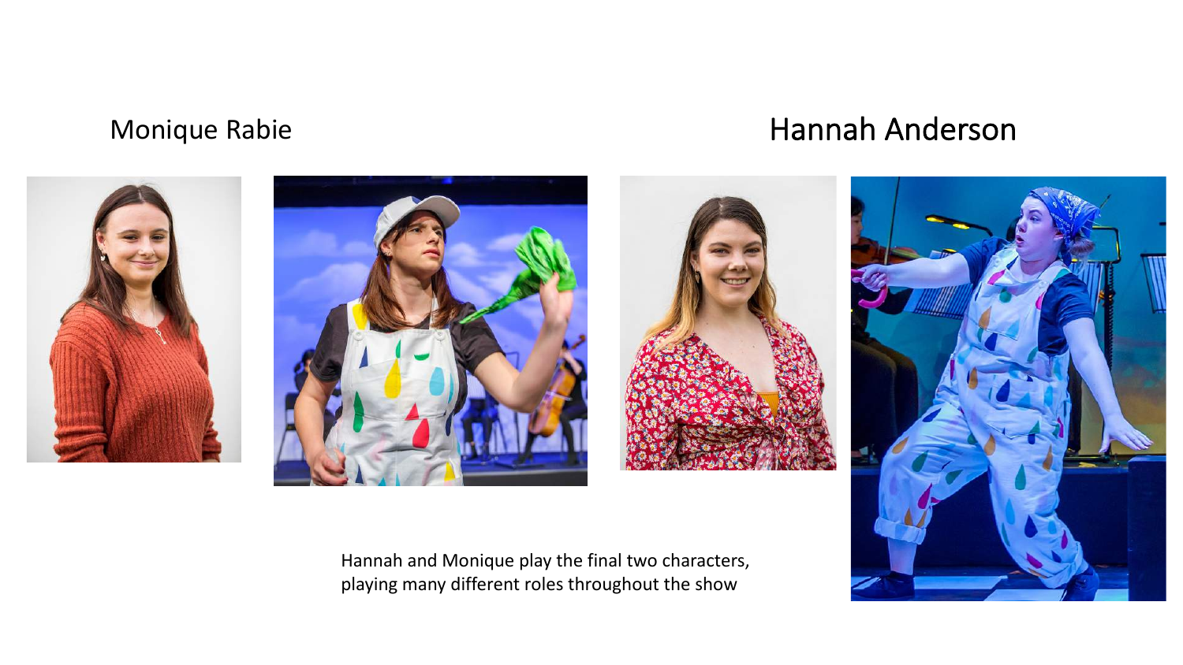Monique Rabie

Hannah Anderson

Hannah and Monique play the final two characters, playing many different roles throughout the show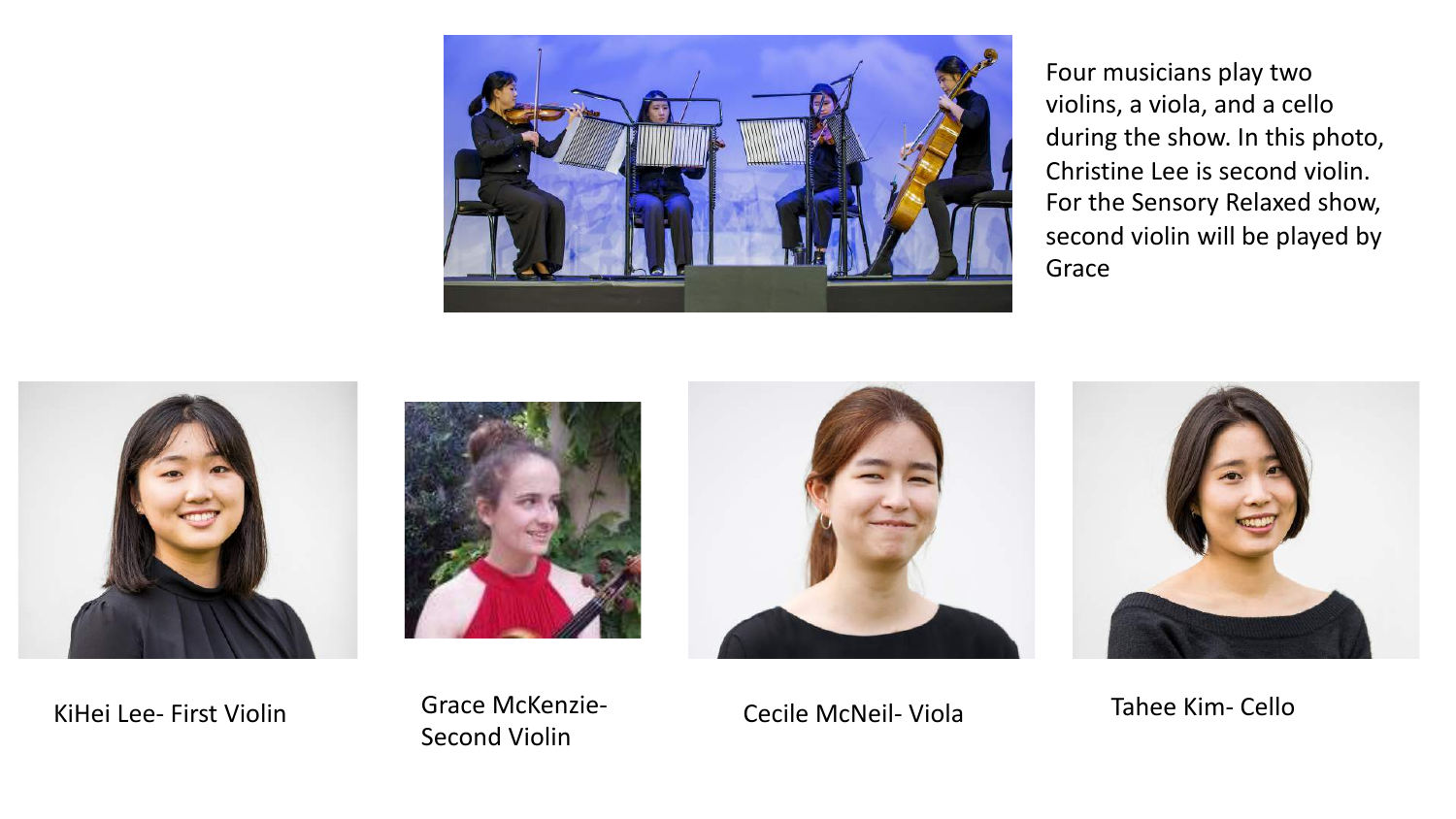Four musicians play two violins, a viola, and a cello during the show. In this photo, Christine Lee is second violin. For the Sensory Relaxed show, second violin will be played by Grace

KiHei Lee- First Violin

Grace McKenzie- Second Violin

Cecile McNeil- Viola

Tahee Kim- Cello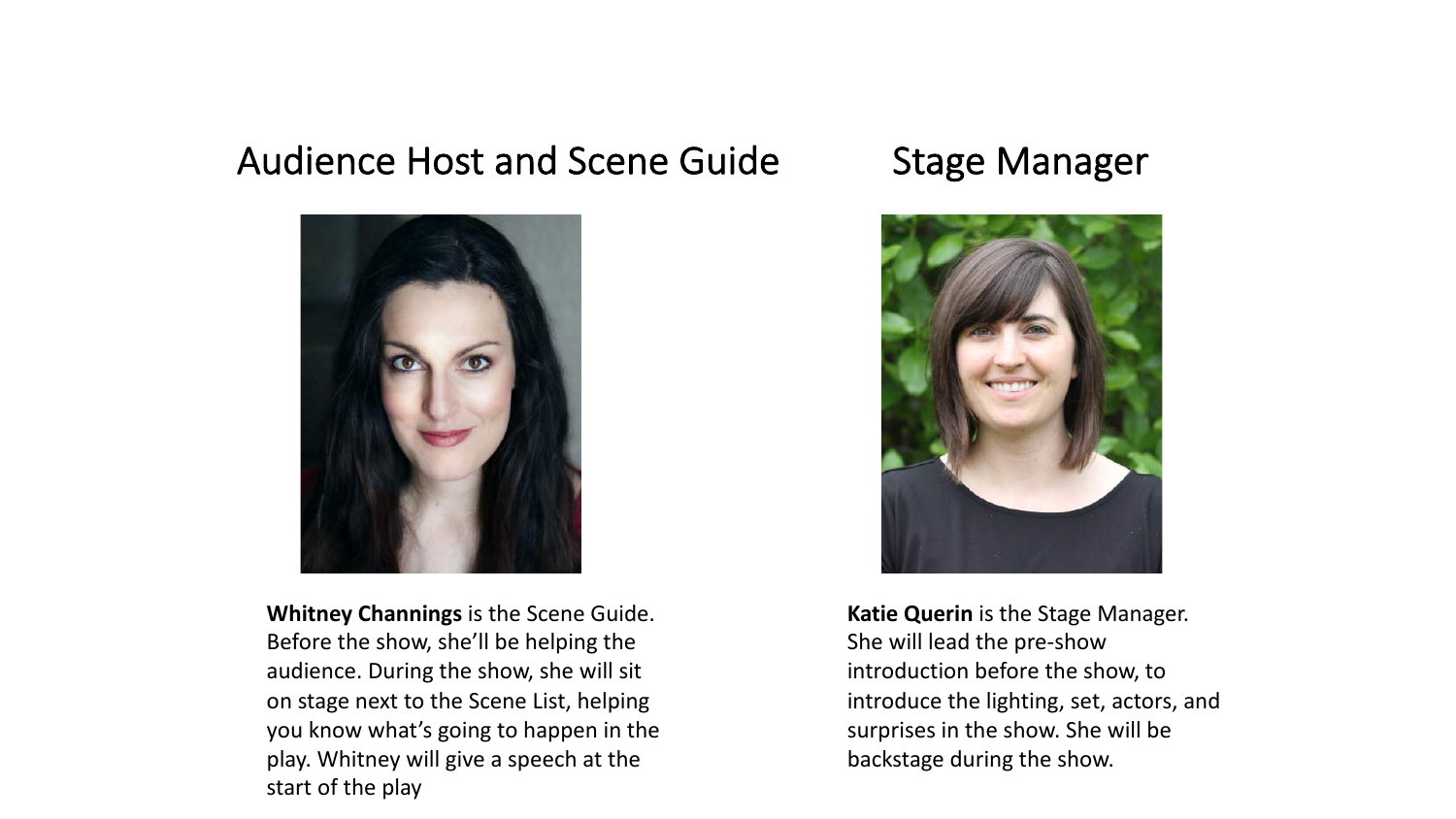## Audience Host and Scene Guide

**Whitney Channings** is the Scene Guide. Before the show, she'll be helping the audience. During the show, she will sit on stage next to the Scene List, helping you know what's going to happen in the play. Whitney will give a speech at the start of the play

## Stage Manager

**Katie Querin** is the Stage Manager. She will lead the pre-show introduction before the show, to introduce the lighting, set, actors, and surprises in the show. She will be backstage during the show.